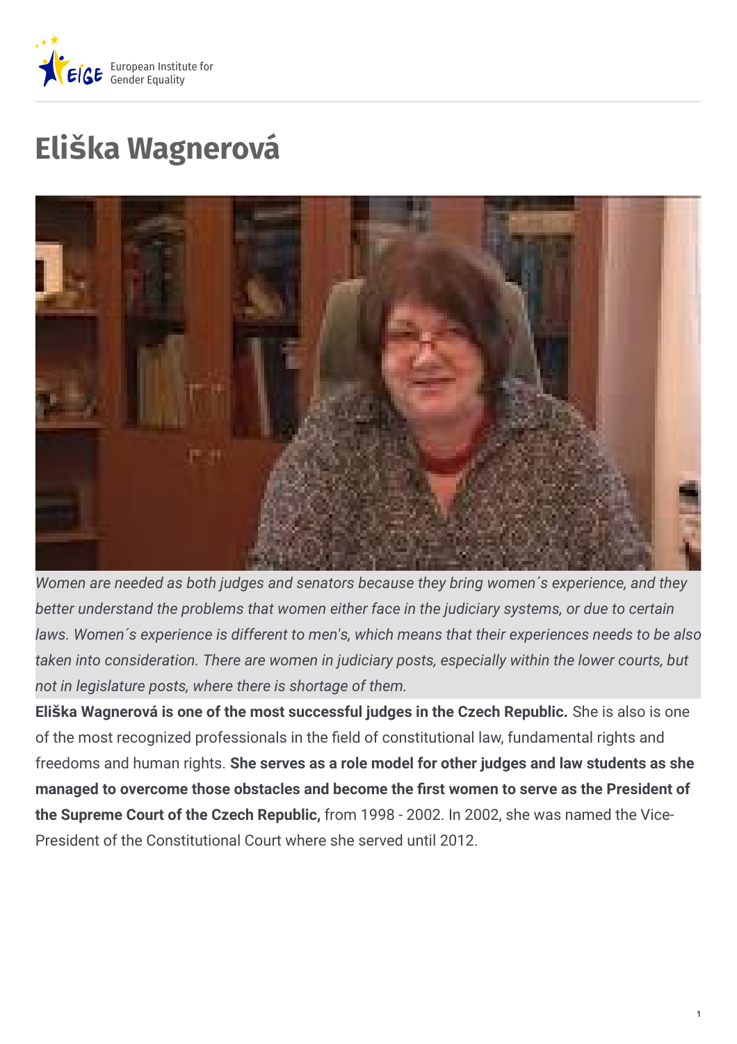# Eliška Wagnerová

*Women are needed as both judges and senators because they bring women´s experience, and they better understand the problems that women either face in the judiciary systems, or due to certain laws. Women´s experience is different to men's, which means that their experiences needs to be also taken into consideration. There are women in judiciary posts, especially within the lower courts, but not in legislature posts, where there is shortage of them.*

**Eliška Wagnerová is one of the most successful judges in the Czech Republic.** She is also is one of the most recognized professionals in the field of constitutional law, fundamental rights and freedoms and human rights. **She serves as a role model for other judges and law students as she managed to overcome those obstacles and become the first women to serve as the President of the Supreme Court of the Czech Republic,** from 1998 - 2002. In 2002, she was named the Vice-President of the Constitutional Court where she served until 2012.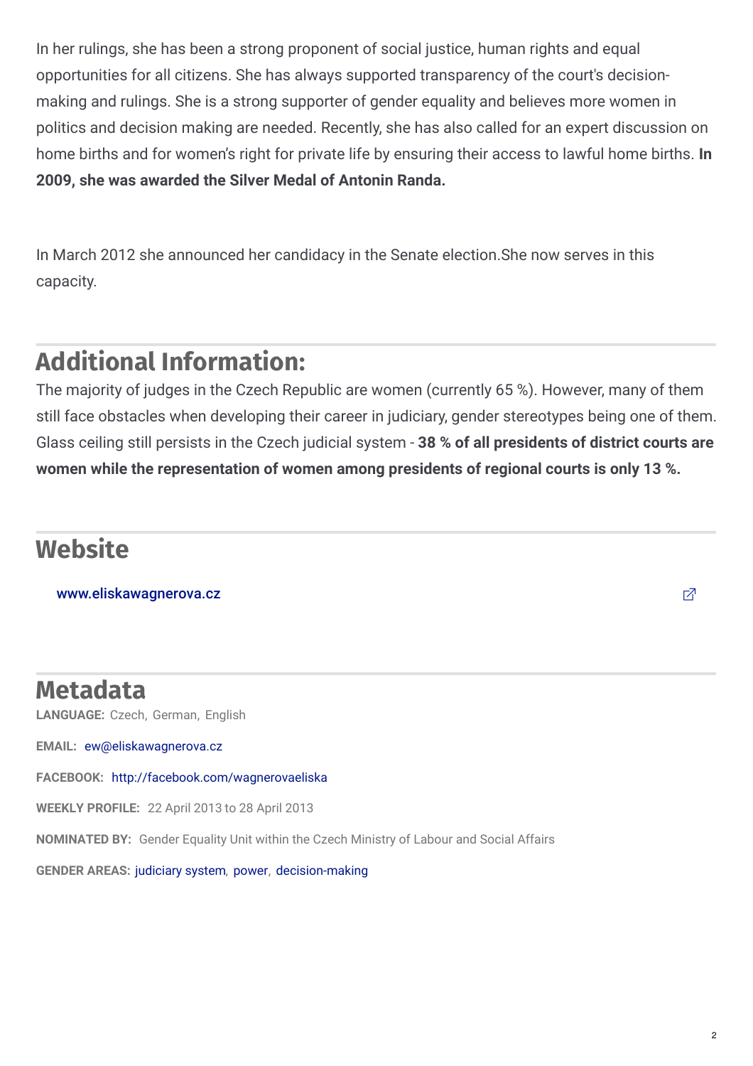In her rulings, she has been a strong proponent of social justice, human rights and equal opportunities for all citizens. She has always supported transparency of the court's decision-making and rulings. She is a strong supporter of gender equality and believes more women in politics and decision making are needed. Recently, she has also called for an expert discussion on home births and for women's right for private life by ensuring their access to lawful home births. **In 2009, she was awarded the Silver Medal of Antonin Randa.**

In March 2012 she announced her candidacy in the Senate election.She now serves in this capacity.

## Additional Information:

The majority of judges in the Czech Republic are women (currently 65 %). However, many of them still face obstacles when developing their career in judiciary, gender stereotypes being one of them. Glass ceiling still persists in the Czech judicial system - **38 % of all presidents of district courts are women while the representation of women among presidents of regional courts is only 13 %.**

## Website

www.eliskawagnerova.cz

## Metadata

**LANGUAGE:** Czech, German, English

**EMAIL:** ew@eliskawagnerova.cz

**FACEBOOK:** http://facebook.com/wagnerovaeliska

**WEEKLY PROFILE:** 22 April 2013 to 28 April 2013

**NOMINATED BY:** Gender Equality Unit within the Czech Ministry of Labour and Social Affairs

**GENDER AREAS:** judiciary system, power, decision-making